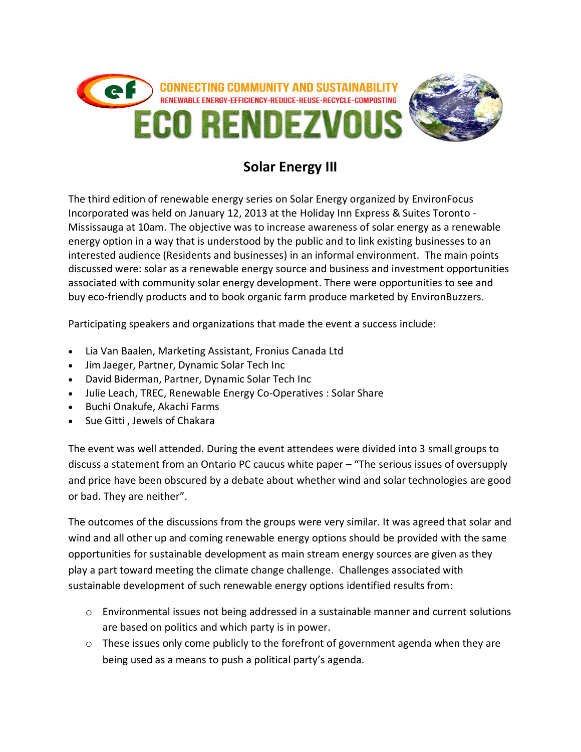CONNECTING COMMUNITY AND SUSTAINABILITY

RENEWABLE ENERGY-EFFICIENCY-REDUCE-REUSE-RECYCLE-COMPOSTING

# ECO RENDEZVOUS

## Solar Energy III

The third edition of renewable energy series on Solar Energy organized by EnvironFocus Incorporated was held on January 12, 2013 at the Holiday Inn Express & Suites Toronto - Mississauga at 10am. The objective was to increase awareness of solar energy as a renewable energy option in a way that is understood by the public and to link existing businesses to an interested audience (Residents and businesses) in an informal environment. The main points discussed were: solar as a renewable energy source and business and investment opportunities associated with community solar energy development. There were opportunities to see and buy eco-friendly products and to book organic farm produce marketed by EnvironBuzzers.

Participating speakers and organizations that made the event a success include:

- Lia Van Baalen, Marketing Assistant, Fronius Canada Ltd
- Jim Jaeger, Partner, Dynamic Solar Tech Inc
- David Biderman, Partner, Dynamic Solar Tech Inc
- Julie Leach, TREC, Renewable Energy Co-Operatives : Solar Share
- Buchi Onakufe, Akachi Farms
- Sue Gitti , Jewels of Chakara

The event was well attended. During the event attendees were divided into 3 small groups to discuss a statement from an Ontario PC caucus white paper – "The serious issues of oversupply and price have been obscured by a debate about whether wind and solar technologies are good or bad. They are neither".

The outcomes of the discussions from the groups were very similar. It was agreed that solar and wind and all other up and coming renewable energy options should be provided with the same opportunities for sustainable development as main stream energy sources are given as they play a part toward meeting the climate change challenge. Challenges associated with sustainable development of such renewable energy options identified results from:

- Environmental issues not being addressed in a sustainable manner and current solutions are based on politics and which party is in power.
- These issues only come publicly to the forefront of government agenda when they are being used as a means to push a political party's agenda.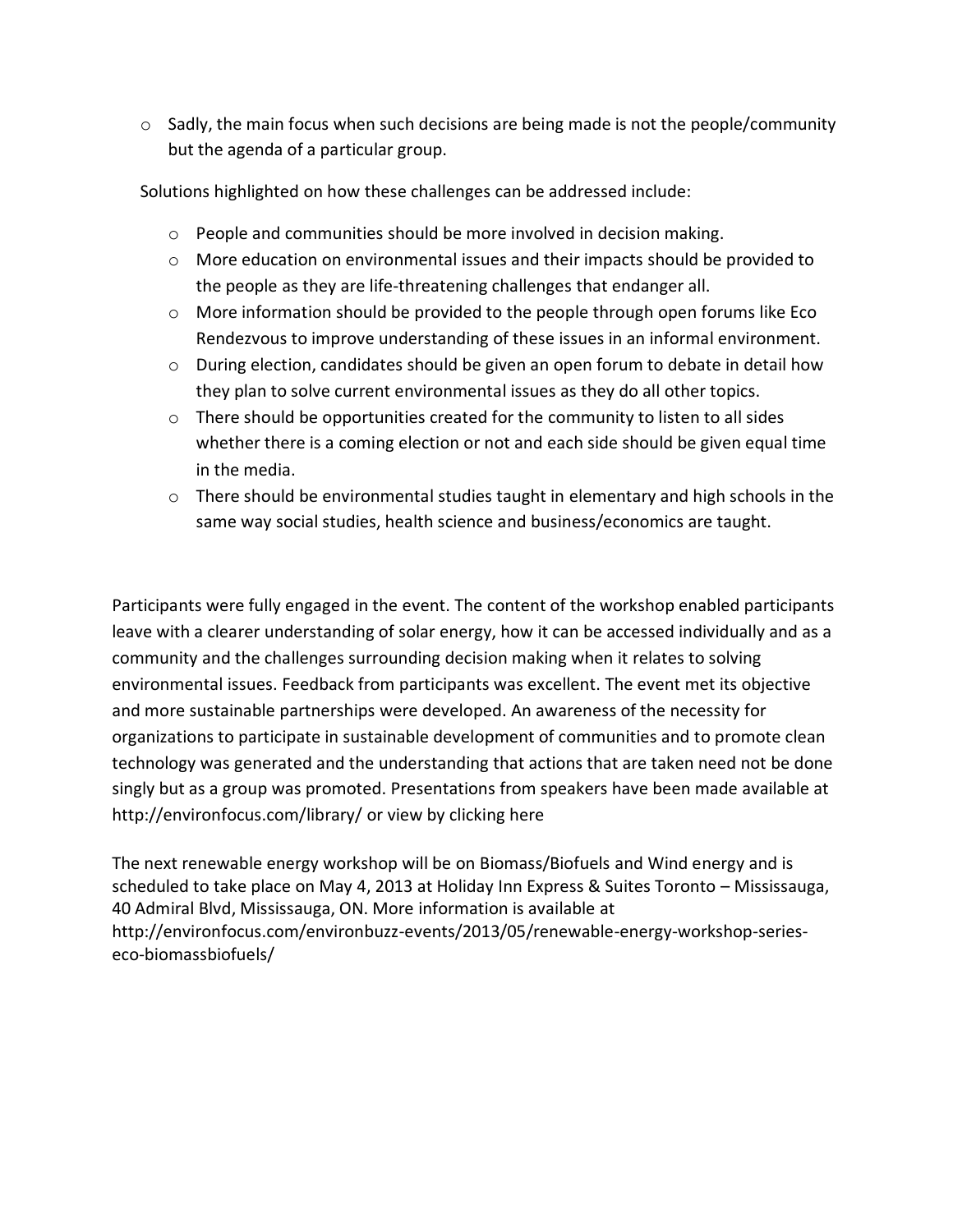- Sadly, the main focus when such decisions are being made is not the people/community but the agenda of a particular group.

Solutions highlighted on how these challenges can be addressed include:

- People and communities should be more involved in decision making.
- More education on environmental issues and their impacts should be provided to the people as they are life-threatening challenges that endanger all.
- More information should be provided to the people through open forums like Eco Rendezvous to improve understanding of these issues in an informal environment.
- During election, candidates should be given an open forum to debate in detail how they plan to solve current environmental issues as they do all other topics.
- There should be opportunities created for the community to listen to all sides whether there is a coming election or not and each side should be given equal time in the media.
- There should be environmental studies taught in elementary and high schools in the same way social studies, health science and business/economics are taught.

Participants were fully engaged in the event. The content of the workshop enabled participants leave with a clearer understanding of solar energy, how it can be accessed individually and as a community and the challenges surrounding decision making when it relates to solving environmental issues. Feedback from participants was excellent. The event met its objective and more sustainable partnerships were developed. An awareness of the necessity for organizations to participate in sustainable development of communities and to promote clean technology was generated and the understanding that actions that are taken need not be done singly but as a group was promoted. Presentations from speakers have been made available at http://environfocus.com/library/ or view by clicking here

The next renewable energy workshop will be on Biomass/Biofuels and Wind energy and is scheduled to take place on May 4, 2013 at Holiday Inn Express & Suites Toronto – Mississauga, 40 Admiral Blvd, Mississauga, ON. More information is available at http://environfocus.com/environbuzz-events/2013/05/renewable-energy-workshop-series-eco-biomassbiofuels/